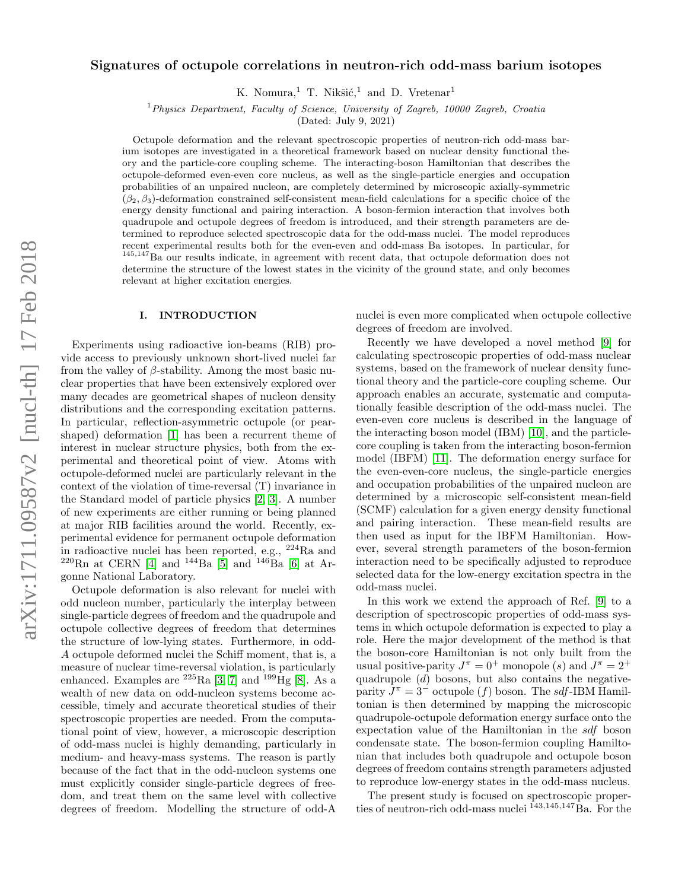# Signatures of octupole correlations in neutron-rich odd-mass barium isotopes

K. Nomura,[1] T. Nikšić,[1] and D. Vretenar[1]

[1] *Physics Department, Faculty of Science, University of Zagreb, 10000 Zagreb, Croatia*

(Dated: July 9, 2021)

Octupole deformation and the relevant spectroscopic properties of neutron-rich odd-mass barium isotopes are investigated in a theoretical framework based on nuclear density functional theory and the particle-core coupling scheme. The interacting-boson Hamiltonian that describes the octupole-deformed even-even core nucleus, as well as the single-particle energies and occupation probabilities of an unpaired nucleon, are completely determined by microscopic axially-symmetric $(\beta_2, \beta_3)$-deformation constrained self-consistent mean-field calculations for a specific choice of the energy density functional and pairing interaction. A boson-fermion interaction that involves both quadrupole and octupole degrees of freedom is introduced, and their strength parameters are determined to reproduce selected spectroscopic data for the odd-mass nuclei. The model reproduces recent experimental results both for the even-even and odd-mass Ba isotopes. In particular, for $^{145,147}$Ba our results indicate, in agreement with recent data, that octupole deformation does not determine the structure of the lowest states in the vicinity of the ground state, and only becomes relevant at higher excitation energies.

## I. INTRODUCTION

Experiments using radioactive ion-beams (RIB) provide access to previously unknown short-lived nuclei far from the valley of $\beta$-stability. Among the most basic nuclear properties that have been extensively explored over many decades are geometrical shapes of nucleon density distributions and the corresponding excitation patterns. In particular, reflection-asymmetric octupole (or pear-shaped) deformation [1] has been a recurrent theme of interest in nuclear structure physics, both from the experimental and theoretical point of view. Atoms with octupole-deformed nuclei are particularly relevant in the context of the violation of time-reversal (T) invariance in the Standard model of particle physics [2, 3]. A number of new experiments are either running or being planned at major RIB facilities around the world. Recently, experimental evidence for permanent octupole deformation in radioactive nuclei has been reported, e.g., $^{224}$Ra and $^{220}$Rn at CERN [4] and $^{144}$Ba [5] and $^{146}$Ba [6] at Argonne National Laboratory.

Octupole deformation is also relevant for nuclei with odd nucleon number, particularly the interplay between single-particle degrees of freedom and the quadrupole and octupole collective degrees of freedom that determines the structure of low-lying states. Furthermore, in odd-$A$ octupole deformed nuclei the Schiff moment, that is, a measure of nuclear time-reversal violation, is particularly enhanced. Examples are $^{225}$Ra [3, 7] and $^{199}$Hg [8]. As a wealth of new data on odd-nucleon systems become accessible, timely and accurate theoretical studies of their spectroscopic properties are needed. From the computational point of view, however, a microscopic description of odd-mass nuclei is highly demanding, particularly in medium- and heavy-mass systems. The reason is partly because of the fact that in the odd-nucleon systems one must explicitly consider single-particle degrees of freedom, and treat them on the same level with collective degrees of freedom. Modelling the structure of odd-A nuclei is even more complicated when octupole collective degrees of freedom are involved.

Recently we have developed a novel method [9] for calculating spectroscopic properties of odd-mass nuclear systems, based on the framework of nuclear density functional theory and the particle-core coupling scheme. Our approach enables an accurate, systematic and computationally feasible description of the odd-mass nuclei. The even-even core nucleus is described in the language of the interacting boson model (IBM) [10], and the particle-core coupling is taken from the interacting boson-fermion model (IBFM) [11]. The deformation energy surface for the even-even-core nucleus, the single-particle energies and occupation probabilities of the unpaired nucleon are determined by a microscopic self-consistent mean-field (SCMF) calculation for a given energy density functional and pairing interaction. These mean-field results are then used as input for the IBFM Hamiltonian. However, several strength parameters of the boson-fermion interaction need to be specifically adjusted to reproduce selected data for the low-energy excitation spectra in the odd-mass nuclei.

In this work we extend the approach of Ref. [9] to a description of spectroscopic properties of odd-mass systems in which octupole deformation is expected to play a role. Here the major development of the method is that the boson-core Hamiltonian is not only built from the usual positive-parity $J^\pi = 0^+$ monopole ($s$) and $J^\pi = 2^+$ quadrupole ($d$) bosons, but also contains the negative-parity $J^\pi = 3^-$ octupole ($f$) boson. The $sdf$-IBM Hamiltonian is then determined by mapping the microscopic quadrupole-octupole deformation energy surface onto the expectation value of the Hamiltonian in the $sdf$ boson condensate state. The boson-fermion coupling Hamiltonian that includes both quadrupole and octupole boson degrees of freedom contains strength parameters adjusted to reproduce low-energy states in the odd-mass nucleus.

The present study is focused on spectroscopic properties of neutron-rich odd-mass nuclei $^{143,145,147}$Ba. For the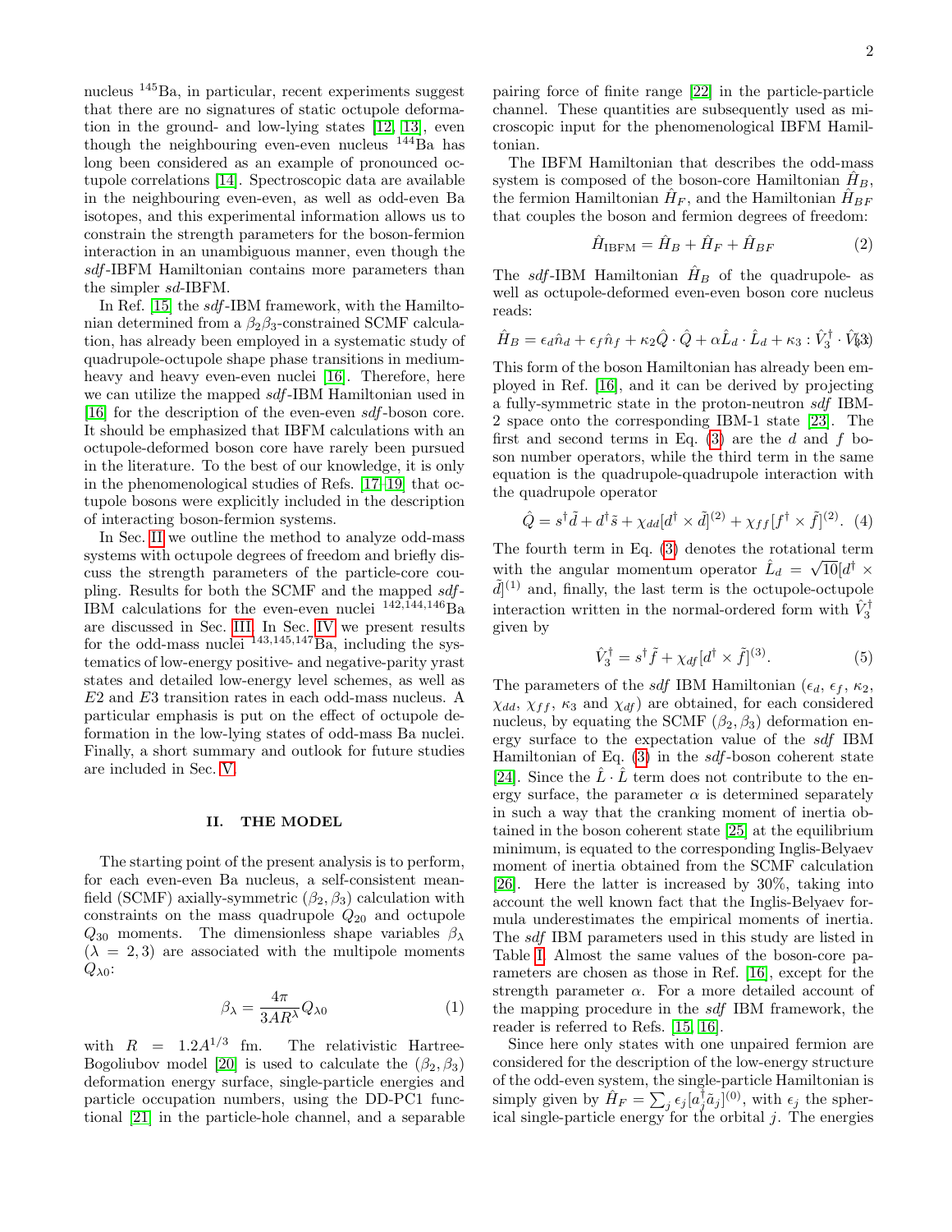nucleus $^{145}$Ba, in particular, recent experiments suggest that there are no signatures of static octupole deformation in the ground- and low-lying states [12, 13], even though the neighbouring even-even nucleus $^{144}$Ba has long been considered as an example of pronounced octupole correlations [14]. Spectroscopic data are available in the neighbouring even-even, as well as odd-even Ba isotopes, and this experimental information allows us to constrain the strength parameters for the boson-fermion interaction in an unambiguous manner, even though the *sdf*-IBFM Hamiltonian contains more parameters than the simpler *sd*-IBFM.

In Ref. [15] the *sdf*-IBM framework, with the Hamiltonian determined from a $\beta_2\beta_3$-constrained SCMF calculation, has already been employed in a systematic study of quadrupole-octupole shape phase transitions in medium-heavy and heavy even-even nuclei [16]. Therefore, here we can utilize the mapped *sdf*-IBM Hamiltonian used in [16] for the description of the even-even *sdf*-boson core. It should be emphasized that IBFM calculations with an octupole-deformed boson core have rarely been pursued in the literature. To the best of our knowledge, it is only in the phenomenological studies of Refs. [17–19] that octupole bosons were explicitly included in the description of interacting boson-fermion systems.

In Sec. II we outline the method to analyze odd-mass systems with octupole degrees of freedom and briefly discuss the strength parameters of the particle-core coupling. Results for both the SCMF and the mapped *sdf*-IBM calculations for the even-even nuclei $^{142,144,146}$Ba are discussed in Sec. III. In Sec. IV we present results for the odd-mass nuclei $^{143,145,147}$Ba, including the systematics of low-energy positive- and negative-parity yrast states and detailed low-energy level schemes, as well as $E2$ and $E3$ transition rates in each odd-mass nucleus. A particular emphasis is put on the effect of octupole deformation in the low-lying states of odd-mass Ba nuclei. Finally, a short summary and outlook for future studies are included in Sec. V.

## II. THE MODEL

The starting point of the present analysis is to perform, for each even-even Ba nucleus, a self-consistent mean-field (SCMF) axially-symmetric $(\beta_2, \beta_3)$ calculation with constraints on the mass quadrupole $Q_{20}$ and octupole $Q_{30}$ moments. The dimensionless shape variables $\beta_\lambda$ $(\lambda = 2, 3)$ are associated with the multipole moments $Q_{\lambda 0}$:

$$\beta_\lambda = \frac{4\pi}{3AR^\lambda} Q_{\lambda 0} \tag{1}$$

with $R = 1.2A^{1/3}$ fm. The relativistic Hartree-Bogoliubov model [20] is used to calculate the $(\beta_2, \beta_3)$ deformation energy surface, single-particle energies and particle occupation numbers, using the DD-PC1 functional [21] in the particle-hole channel, and a separable pairing force of finite range [22] in the particle-particle channel. These quantities are subsequently used as microscopic input for the phenomenological IBFM Hamiltonian.

The IBFM Hamiltonian that describes the odd-mass system is composed of the boson-core Hamiltonian $\hat{H}_B$, the fermion Hamiltonian $\hat{H}_F$, and the Hamiltonian $\hat{H}_{BF}$ that couples the boson and fermion degrees of freedom:

$$\hat{H}_{\mathrm{IBFM}} = \hat{H}_B + \hat{H}_F + \hat{H}_{BF} \tag{2}$$

The *sdf*-IBM Hamiltonian $\hat{H}_B$ of the quadrupole- as well as octupole-deformed even-even boson core nucleus reads:

$$\hat{H}_B = \epsilon_d \hat{n}_d + \epsilon_f \hat{n}_f + \kappa_2 \hat{Q}\cdot\hat{Q} + \alpha \hat{L}_d \cdot \hat{L}_d + \kappa_3 : \hat{V}_3^\dagger \cdot \hat{V}_3 : \tag{3}$$

This form of the boson Hamiltonian has already been employed in Ref. [16], and it can be derived by projecting a fully-symmetric state in the proton-neutron *sdf* IBM-2 space onto the corresponding IBM-1 state [23]. The first and second terms in Eq. (3) are the $d$ and $f$ boson number operators, while the third term in the same equation is the quadrupole-quadrupole interaction with the quadrupole operator

$$\hat{Q} = s^\dagger \tilde{d} + d^\dagger \tilde{s} + \chi_{dd}[d^\dagger \times \tilde{d}]^{(2)} + \chi_{ff}[f^\dagger \times \tilde{f}]^{(2)}. \tag{4}$$

The fourth term in Eq. (3) denotes the rotational term with the angular momentum operator $\hat{L}_d = \sqrt{10}[d^\dagger \times \tilde{d}]^{(1)}$ and, finally, the last term is the octupole-octupole interaction written in the normal-ordered form with $\hat{V}_3^\dagger$ given by

$$\hat{V}_3^\dagger = s^\dagger \tilde{f} + \chi_{df}[d^\dagger \times \tilde{f}]^{(3)}. \tag{5}$$

The parameters of the *sdf* IBM Hamiltonian ($\epsilon_d$, $\epsilon_f$, $\kappa_2$, $\chi_{dd}$, $\chi_{ff}$, $\kappa_3$ and $\chi_{df}$) are obtained, for each considered nucleus, by equating the SCMF $(\beta_2, \beta_3)$ deformation energy surface to the expectation value of the *sdf* IBM Hamiltonian of Eq. (3) in the *sdf*-boson coherent state [24]. Since the $\hat{L}\cdot\hat{L}$ term does not contribute to the energy surface, the parameter $\alpha$ is determined separately in such a way that the cranking moment of inertia obtained in the boson coherent state [25] at the equilibrium minimum, is equated to the corresponding Inglis-Belyaev moment of inertia obtained from the SCMF calculation [26]. Here the latter is increased by 30%, taking into account the well known fact that the Inglis-Belyaev formula underestimates the empirical moments of inertia. The *sdf* IBM parameters used in this study are listed in Table I. Almost the same values of the boson-core parameters are chosen as those in Ref. [16], except for the strength parameter $\alpha$. For a more detailed account of the mapping procedure in the *sdf* IBM framework, the reader is referred to Refs. [15, 16].

Since here only states with one unpaired fermion are considered for the description of the low-energy structure of the odd-even system, the single-particle Hamiltonian is simply given by $\hat{H}_F = \sum_j \epsilon_j [a_j^\dagger \tilde{a}_j]^{(0)}$, with $\epsilon_j$ the spherical single-particle energy for the orbital $j$. The energies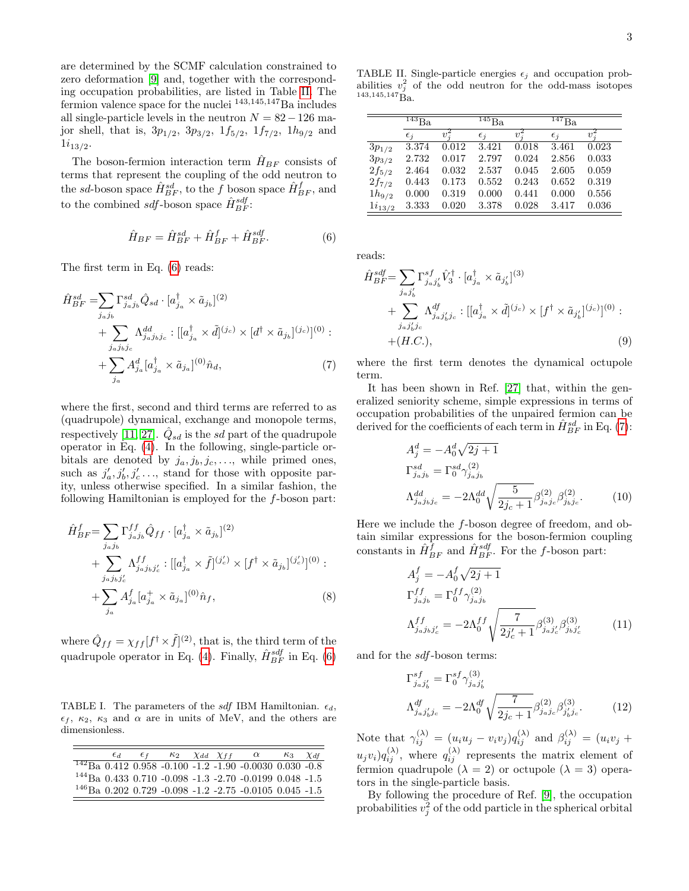are determined by the SCMF calculation constrained to zero deformation [9] and, together with the corresponding occupation probabilities, are listed in Table II. The fermion valence space for the nuclei $^{143,145,147}$Ba includes all single-particle levels in the neutron $N = 82-126$ major shell, that is, $3p_{1/2}$, $3p_{3/2}$, $1f_{5/2}$, $1f_{7/2}$, $1h_{9/2}$ and $1i_{13/2}$.

The boson-fermion interaction term $\hat{H}_{BF}$ consists of terms that represent the coupling of the odd neutron to the $sd$-boson space $\hat{H}^{sd}_{BF}$, to the $f$ boson space $\hat{H}^{f}_{BF}$, and to the combined $sdf$-boson space $\hat{H}^{sdf}_{BF}$:

$$\hat{H}_{BF} = \hat{H}^{sd}_{BF} + \hat{H}^{f}_{BF} + \hat{H}^{sdf}_{BF}. \tag{6}$$

The first term in Eq. (6) reads:

$$\begin{aligned}\hat{H}^{sd}_{BF} =& \sum_{j_a j_b} \Gamma^{sd}_{j_a j_b} \hat{Q}_{sd} \cdot [a^\dagger_{j_a} \times \tilde{a}_{j_b}]^{(2)} \\ &+ \sum_{j_a j_b j_c} \Lambda^{dd}_{j_a j_b j_c} : [[a^\dagger_{j_a} \times \tilde{d}]^{(j_c)} \times [d^\dagger \times \tilde{a}_{j_b}]^{(j_c)}]^{(0)} : \\ &+ \sum_{j_a} A^d_{j_a} [a^\dagger_{j_a} \times \tilde{a}_{j_a}]^{(0)} \hat{n}_d,\end{aligned} \tag{7}$$

where the first, second and third terms are referred to as (quadrupole) dynamical, exchange and monopole terms, respectively [11, 27]. $\hat{Q}_{sd}$ is the $sd$ part of the quadrupole operator in Eq. (4). In the following, single-particle orbitals are denoted by $j_a, j_b, j_c, \ldots$, while primed ones, such as $j'_a, j'_b, j'_c \ldots$, stand for those with opposite parity, unless otherwise specified. In a similar fashion, the following Hamiltonian is employed for the $f$-boson part:

$$\begin{aligned}\hat{H}^{f}_{BF} =& \sum_{j_a j_b} \Gamma^{ff}_{j_a j_b} \hat{Q}_{ff} \cdot [a^\dagger_{j_a} \times \tilde{a}_{j_b}]^{(2)} \\ &+ \sum_{j_a j_b j'_c} \Lambda^{ff}_{j_a j_b j'_c} : [[a^\dagger_{j_a} \times \tilde{f}]^{(j'_c)} \times [f^\dagger \times \tilde{a}_{j_b}]^{(j'_c)}]^{(0)} : \\ &+ \sum_{j_a} A^f_{j_a} [a^+_{j_a} \times \tilde{a}_{j_a}]^{(0)} \hat{n}_f,\end{aligned} \tag{8}$$

where $\hat{Q}_{ff} = \chi_{ff}[f^\dagger \times \tilde{f}]^{(2)}$, that is, the third term of the quadrupole operator in Eq. (4). Finally, $\hat{H}^{sdf}_{BF}$ in Eq. (6) reads:

$$\begin{aligned}\hat{H}^{sdf}_{BF} =& \sum_{j_a j'_b} \Gamma^{sf}_{j_a j'_b} \hat{V}^\dagger_3 \cdot [a^\dagger_{j_a} \times \tilde{a}_{j'_b}]^{(3)} \\ &+ \sum_{j_a j'_b j_c} \Lambda^{df}_{j_a j'_b j_c} : [[a^\dagger_{j_a} \times \tilde{d}]^{(j_c)} \times [f^\dagger \times \tilde{a}_{j'_b}]^{(j_c)}]^{(0)} : \\ &+ (H.C.),\end{aligned} \tag{9}$$

where the first term denotes the dynamical octupole term.

TABLE I. The parameters of the $sdf$ IBM Hamiltonian. $\epsilon_d$, $\epsilon_f$, $\kappa_2$, $\kappa_3$ and $\alpha$ are in units of MeV, and the others are dimensionless.

| | $\epsilon_d$ | $\epsilon_f$ | $\kappa_2$ | $\chi_{dd}$ | $\chi_{ff}$ | $\alpha$ | $\kappa_3$ | $\chi_{df}$ |
|---|---|---|---|---|---|---|---|---|
| $^{142}$Ba | 0.412 | 0.958 | -0.100 | -1.2 | -1.90 | -0.0030 | 0.030 | -0.8 |
| $^{144}$Ba | 0.433 | 0.710 | -0.098 | -1.3 | -2.70 | -0.0199 | 0.048 | -1.5 |
| $^{146}$Ba | 0.202 | 0.729 | -0.098 | -1.2 | -2.75 | -0.0105 | 0.045 | -1.5 |

TABLE II. Single-particle energies $\epsilon_j$ and occupation probabilities $v^2_j$ of the odd neutron for the odd-mass isotopes $^{143,145,147}$Ba.

| | $^{143}$Ba | | $^{145}$Ba | | $^{147}$Ba | |
|---|---|---|---|---|---|---|
| | $\epsilon_j$ | $v^2_j$ | $\epsilon_j$ | $v^2_j$ | $\epsilon_j$ | $v^2_j$ |
| $3p_{1/2}$ | 3.374 | 0.012 | 3.421 | 0.018 | 3.461 | 0.023 |
| $3p_{3/2}$ | 2.732 | 0.017 | 2.797 | 0.024 | 2.856 | 0.033 |
| $2f_{5/2}$ | 2.464 | 0.032 | 2.537 | 0.045 | 2.605 | 0.059 |
| $2f_{7/2}$ | 0.443 | 0.173 | 0.552 | 0.243 | 0.652 | 0.319 |
| $1h_{9/2}$ | 0.000 | 0.319 | 0.000 | 0.441 | 0.000 | 0.556 |
| $1i_{13/2}$ | 3.333 | 0.020 | 3.378 | 0.028 | 3.417 | 0.036 |

It has been shown in Ref. [27] that, within the generalized seniority scheme, simple expressions in terms of occupation probabilities of the unpaired fermion can be derived for the coefficients of each term in $\hat{H}^{sd}_{BF}$ in Eq. (7):

$$\begin{aligned}A^d_j &= -A^d_0\sqrt{2j+1} \\ \Gamma^{sd}_{j_a j_b} &= \Gamma^{sd}_0 \gamma^{(2)}_{j_a j_b} \\ \Lambda^{dd}_{j_a j_b j_c} &= -2\Lambda^{dd}_0 \sqrt{\frac{5}{2j_c+1}} \beta^{(2)}_{j_a j_c} \beta^{(2)}_{j_b j_c}.\end{aligned} \tag{10}$$

Here we include the $f$-boson degree of freedom, and obtain similar expressions for the boson-fermion coupling constants in $\hat{H}^{f}_{BF}$ and $\hat{H}^{sdf}_{BF}$. For the $f$-boson part:

$$\begin{aligned}A^f_j &= -A^f_0\sqrt{2j+1} \\ \Gamma^{ff}_{j_a j_b} &= \Gamma^{ff}_0 \gamma^{(2)}_{j_a j_b} \\ \Lambda^{ff}_{j_a j_b j'_c} &= -2\Lambda^{ff}_0 \sqrt{\frac{7}{2j'_c+1}} \beta^{(3)}_{j_a j'_c} \beta^{(3)}_{j_b j'_c}\end{aligned} \tag{11}$$

and for the $sdf$-boson terms:

$$\begin{aligned}\Gamma^{sf}_{j_a j'_b} &= \Gamma^{sf}_0 \gamma^{(3)}_{j_a j'_b} \\ \Lambda^{df}_{j_a j'_b j_c} &= -2\Lambda^{df}_0 \sqrt{\frac{7}{2j_c+1}} \beta^{(2)}_{j_a j_c} \beta^{(3)}_{j'_b j_c}.\end{aligned} \tag{12}$$

Note that $\gamma^{(\lambda)}_{ij} = (u_i u_j - v_i v_j) q^{(\lambda)}_{ij}$ and $\beta^{(\lambda)}_{ij} = (u_i v_j + u_j v_i) q^{(\lambda)}_{ij}$, where $q^{(\lambda)}_{ij}$ represents the matrix element of fermion quadrupole ($\lambda = 2$) or octupole ($\lambda = 3$) operators in the single-particle basis.

By following the procedure of Ref. [9], the occupation probabilities $v^2_j$ of the odd particle in the spherical orbital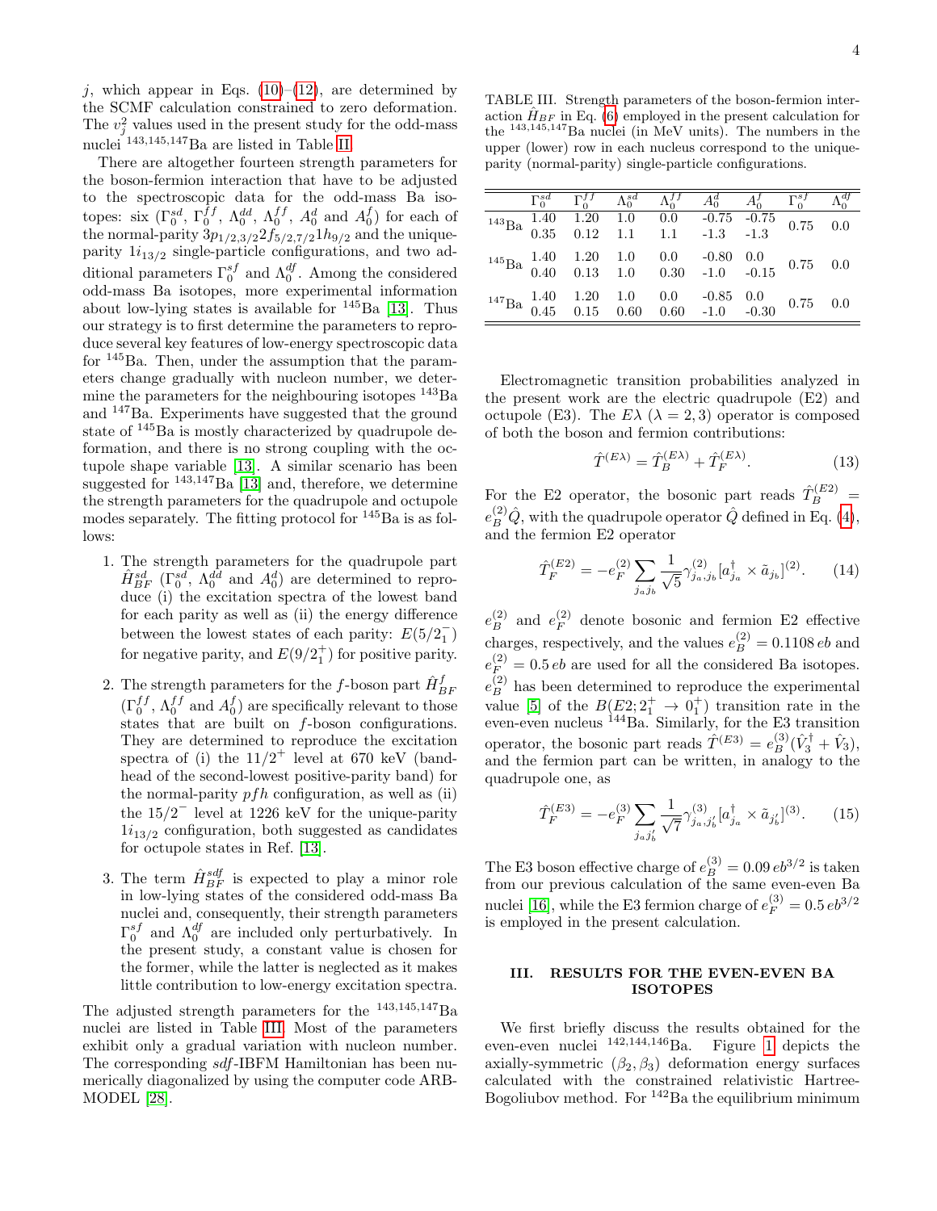$j$, which appear in Eqs. (10)–(12), are determined by the SCMF calculation constrained to zero deformation. The $v_j^2$ values used in the present study for the odd-mass nuclei $^{143,145,147}$Ba are listed in Table II.

There are altogether fourteen strength parameters for the boson-fermion interaction that have to be adjusted to the spectroscopic data for the odd-mass Ba isotopes: six ($\Gamma_0^{sd}$, $\Gamma_0^{ff}$, $\Lambda_0^{dd}$, $\Lambda_0^{ff}$, $A_0^{d}$ and $A_0^{f}$) for each of the normal-parity $3p_{1/2,3/2}2f_{5/2,7/2}1h_{9/2}$ and the unique-parity $1i_{13/2}$ single-particle configurations, and two additional parameters $\Gamma_0^{sf}$ and $\Lambda_0^{df}$. Among the considered odd-mass Ba isotopes, more experimental information about low-lying states is available for $^{145}$Ba [13]. Thus our strategy is to first determine the parameters to reproduce several key features of low-energy spectroscopic data for $^{145}$Ba. Then, under the assumption that the parameters change gradually with nucleon number, we determine the parameters for the neighbouring isotopes $^{143}$Ba and $^{147}$Ba. Experiments have suggested that the ground state of $^{145}$Ba is mostly characterized by quadrupole deformation, and there is no strong coupling with the octupole shape variable [13]. A similar scenario has been suggested for $^{143,147}$Ba [13] and, therefore, we determine the strength parameters for the quadrupole and octupole modes separately. The fitting protocol for $^{145}$Ba is as follows:

1. The strength parameters for the quadrupole part $\hat{H}_{BF}^{sd}$ ($\Gamma_0^{sd}$, $\Lambda_0^{dd}$ and $A_0^{d}$) are determined to reproduce (i) the excitation spectra of the lowest band for each parity as well as (ii) the energy difference between the lowest states of each parity: $E(5/2_1^-)$ for negative parity, and $E(9/2_1^+)$ for positive parity.
2. The strength parameters for the $f$-boson part $\hat{H}_{BF}^{f}$ ($\Gamma_0^{ff}$, $\Lambda_0^{ff}$ and $A_0^{f}$) are specifically relevant to those states that are built on $f$-boson configurations. They are determined to reproduce the excitation spectra of (i) the $11/2^+$ level at 670 keV (band-head of the second-lowest positive-parity band) for the normal-parity $pfh$ configuration, as well as (ii) the $15/2^-$ level at 1226 keV for the unique-parity $1i_{13/2}$ configuration, both suggested as candidates for octupole states in Ref. [13].
3. The term $\hat{H}_{BF}^{sdf}$ is expected to play a minor role in low-lying states of the considered odd-mass Ba nuclei and, consequently, their strength parameters $\Gamma_0^{sf}$ and $\Lambda_0^{df}$ are included only perturbatively. In the present study, a constant value is chosen for the former, while the latter is neglected as it makes little contribution to low-energy excitation spectra.

The adjusted strength parameters for the $^{143,145,147}$Ba nuclei are listed in Table III. Most of the parameters exhibit only a gradual variation with nucleon number. The corresponding $sdf$-IBFM Hamiltonian has been numerically diagonalized by using the computer code ARB-MODEL [28].

TABLE III. Strength parameters of the boson-fermion interaction $\hat{H}_{BF}$ in Eq. (6) employed in the present calculation for the $^{143,145,147}$Ba nuclei (in MeV units). The numbers in the upper (lower) row in each nucleus correspond to the unique-parity (normal-parity) single-particle configurations.

| | $\Gamma_0^{sd}$ | $\Gamma_0^{ff}$ | $\Lambda_0^{sd}$ | $\Lambda_0^{ff}$ | $A_0^{d}$ | $A_0^{f}$ | $\Gamma_0^{sf}$ | $\Lambda_0^{df}$ |
|---|---|---|---|---|---|---|---|---|
| $^{143}$Ba | 1.40 | 1.20 | 1.0 | 0.0 | -0.75 | -0.75 | 0.75 | 0.0 |
| | 0.35 | 0.12 | 1.1 | 1.1 | -1.3 | -1.3 | | |
| $^{145}$Ba | 1.40 | 1.20 | 1.0 | 0.0 | -0.80 | 0.0 | 0.75 | 0.0 |
| | 0.40 | 0.13 | 1.0 | 0.30 | -1.0 | -0.15 | | |
| $^{147}$Ba | 1.40 | 1.20 | 1.0 | 0.0 | -0.85 | 0.0 | 0.75 | 0.0 |
| | 0.45 | 0.15 | 0.60 | 0.60 | -1.0 | -0.30 | | |

Electromagnetic transition probabilities analyzed in the present work are the electric quadrupole (E2) and octupole (E3). The $E\lambda$ ($\lambda = 2, 3$) operator is composed of both the boson and fermion contributions:

$$\hat{T}^{(E\lambda)} = \hat{T}_B^{(E\lambda)} + \hat{T}_F^{(E\lambda)}. \tag{13}$$

For the E2 operator, the bosonic part reads $\hat{T}_B^{(E2)} = e_B^{(2)}\hat{Q}$, with the quadrupole operator $\hat{Q}$ defined in Eq. (4), and the fermion E2 operator

$$\hat{T}_F^{(E2)} = -e_F^{(2)} \sum_{j_a j_b} \frac{1}{\sqrt{5}} \gamma_{j_a, j_b}^{(2)} [a_{j_a}^{\dagger} \times \tilde{a}_{j_b}]^{(2)}. \tag{14}$$

$e_B^{(2)}$ and $e_F^{(2)}$ denote bosonic and fermion E2 effective charges, respectively, and the values $e_B^{(2)} = 0.1108\, eb$ and $e_F^{(2)} = 0.5\, eb$ are used for all the considered Ba isotopes. $e_B^{(2)}$ has been determined to reproduce the experimental value [5] of the $B(E2; 2_1^+ \to 0_1^+)$ transition rate in the even-even nucleus $^{144}$Ba. Similarly, for the E3 transition operator, the bosonic part reads $\hat{T}^{(E3)} = e_B^{(3)}(\hat{V}_3^{\dagger} + \hat{V}_3)$, and the fermion part can be written, in analogy to the quadrupole one, as

$$\hat{T}_F^{(E3)} = -e_F^{(3)} \sum_{j_a j_b'} \frac{1}{\sqrt{7}} \gamma_{j_a, j_b'}^{(3)} [a_{j_a}^{\dagger} \times \tilde{a}_{j_b'}]^{(3)}. \tag{15}$$

The E3 boson effective charge of $e_B^{(3)} = 0.09\, eb^{3/2}$ is taken from our previous calculation of the same even-even Ba nuclei [16], while the E3 fermion charge of $e_F^{(3)} = 0.5\, eb^{3/2}$ is employed in the present calculation.

## III. RESULTS FOR THE EVEN-EVEN BA ISOTOPES

We first briefly discuss the results obtained for the even-even nuclei $^{142,144,146}$Ba. Figure 1 depicts the axially-symmetric ($\beta_2, \beta_3$) deformation energy surfaces calculated with the constrained relativistic Hartree-Bogoliubov method. For $^{142}$Ba the equilibrium minimum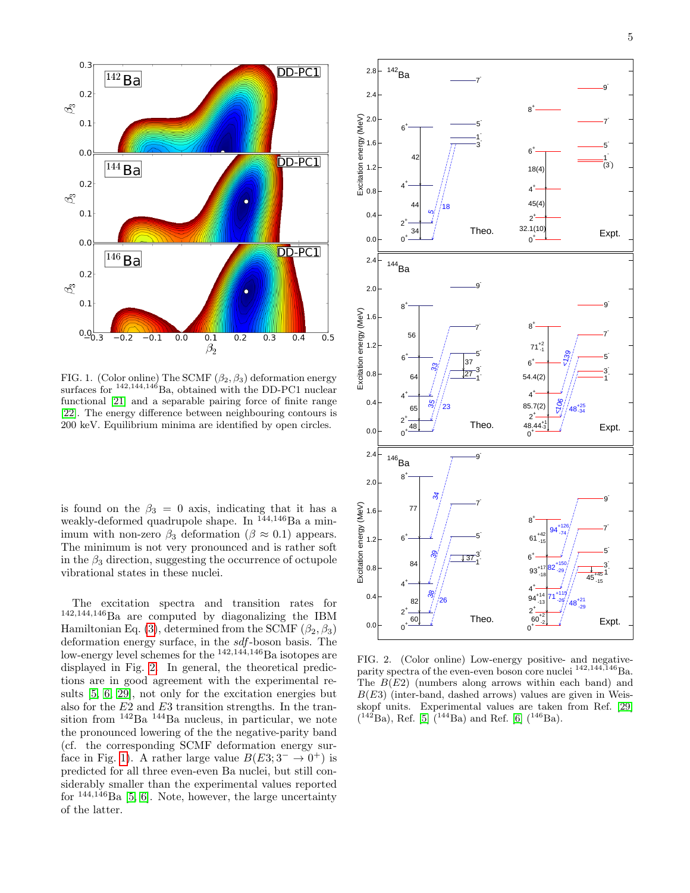FIG. 1. (Color online) The SCMF $(\beta_2, \beta_3)$ deformation energy surfaces for $^{142,144,146}$Ba, obtained with the DD-PC1 nuclear functional [21] and a separable pairing force of finite range [22]. The energy difference between neighbouring contours is 200 keV. Equilibrium minima are identified by open circles.

is found on the $\beta_3 = 0$ axis, indicating that it has a weakly-deformed quadrupole shape. In $^{144,146}$Ba a minimum with non-zero $\beta_3$ deformation ($\beta \approx 0.1$) appears. The minimum is not very pronounced and is rather soft in the $\beta_3$ direction, suggesting the occurrence of octupole vibrational states in these nuclei.

The excitation spectra and transition rates for $^{142,144,146}$Ba are computed by diagonalizing the IBM Hamiltonian Eq. (3), determined from the SCMF $(\beta_2, \beta_3)$ deformation energy surface, in the *sdf*-boson basis. The low-energy level schemes for the $^{142,144,146}$Ba isotopes are displayed in Fig. 2. In general, the theoretical predictions are in good agreement with the experimental results [5, 6, 29], not only for the excitation energies but also for the $E2$ and $E3$ transition strengths. In the transition from $^{142}$Ba $^{144}$Ba nucleus, in particular, we note the pronounced lowering of the the negative-parity band (cf. the corresponding SCMF deformation energy surface in Fig. 1). A rather large value $B(E3; 3^- \rightarrow 0^+)$ is predicted for all three even-even Ba nuclei, but still considerably smaller than the experimental values reported for $^{144,146}$Ba [5, 6]. Note, however, the large uncertainty of the latter.

FIG. 2. (Color online) Low-energy positive- and negative-parity spectra of the even-even boson core nuclei $^{142,144,146}$Ba. The $B(E2)$ (numbers along arrows within each band) and $B(E3)$ (inter-band, dashed arrows) values are given in Weisskopf units. Experimental values are taken from Ref. [29] ($^{142}$Ba), Ref. [5] ($^{144}$Ba) and Ref. [6] ($^{146}$Ba).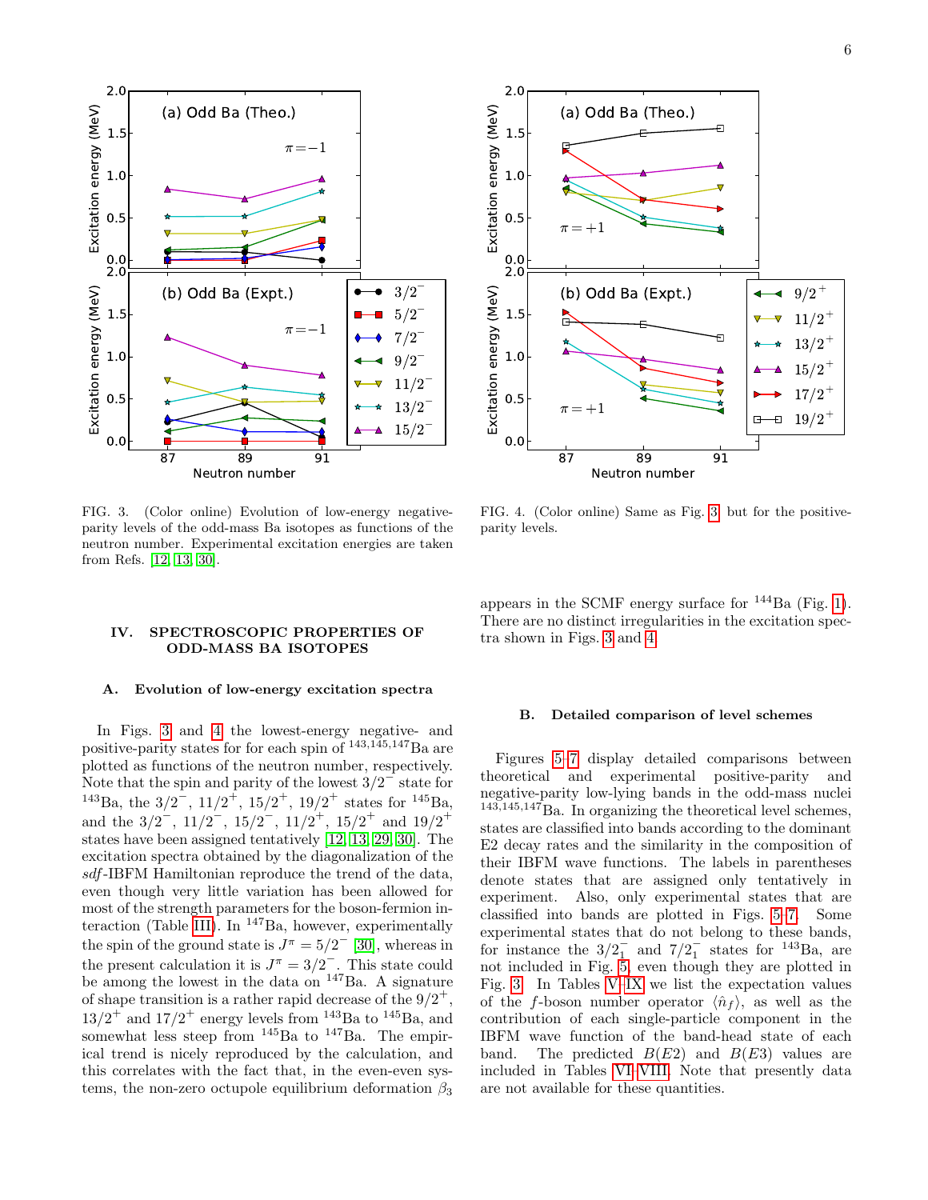FIG. 3. (Color online) Evolution of low-energy negative-parity levels of the odd-mass Ba isotopes as functions of the neutron number. Experimental excitation energies are taken from Refs. [12, 13, 30].

FIG. 4. (Color online) Same as Fig. 3, but for the positive-parity levels.

## IV. SPECTROSCOPIC PROPERTIES OF ODD-MASS BA ISOTOPES

### A. Evolution of low-energy excitation spectra

In Figs. 3 and 4 the lowest-energy negative- and positive-parity states for for each spin of $^{143,145,147}$Ba are plotted as functions of the neutron number, respectively. Note that the spin and parity of the lowest $3/2^-$ state for $^{143}$Ba, the $3/2^-$, $11/2^+$, $15/2^+$, $19/2^+$ states for $^{145}$Ba, and the $3/2^-$, $11/2^-$, $15/2^-$, $11/2^+$, $15/2^+$ and $19/2^+$ states have been assigned tentatively [12, 13, 29, 30]. The excitation spectra obtained by the diagonalization of the *sdf*-IBFM Hamiltonian reproduce the trend of the data, even though very little variation has been allowed for most of the strength parameters for the boson-fermion interaction (Table III). In $^{147}$Ba, however, experimentally the spin of the ground state is $J^\pi = 5/2^-$ [30], whereas in the present calculation it is $J^\pi = 3/2^-$. This state could be among the lowest in the data on $^{147}$Ba. A signature of shape transition is a rather rapid decrease of the $9/2^+$, $13/2^+$ and $17/2^+$ energy levels from $^{143}$Ba to $^{145}$Ba, and somewhat less steep from $^{145}$Ba to $^{147}$Ba. The empirical trend is nicely reproduced by the calculation, and this correlates with the fact that, in the even-even systems, the non-zero octupole equilibrium deformation $\beta_3$ appears in the SCMF energy surface for $^{144}$Ba (Fig. 1). There are no distinct irregularities in the excitation spectra shown in Figs. 3 and 4.

### B. Detailed comparison of level schemes

Figures 5–7 display detailed comparisons between theoretical and experimental positive-parity and negative-parity low-lying bands in the odd-mass nuclei $^{143,145,147}$Ba. In organizing the theoretical level schemes, states are classified into bands according to the dominant E2 decay rates and the similarity in the composition of their IBFM wave functions. The labels in parentheses denote states that are assigned only tentatively in experiment. Also, only experimental states that are classified into bands are plotted in Figs. 5–7. Some experimental states that do not belong to these bands, for instance the $3/2^-_1$ and $7/2^-_1$ states for $^{143}$Ba, are not included in Fig. 5, even though they are plotted in Fig. 3. In Tables V–IX we list the expectation values of the $f$-boson number operator $\langle \hat{n}_f \rangle$, as well as the contribution of each single-particle component in the IBFM wave function of the band-head state of each band. The predicted $B(E2)$ and $B(E3)$ values are included in Tables VI–VIII. Note that presently data are not available for these quantities.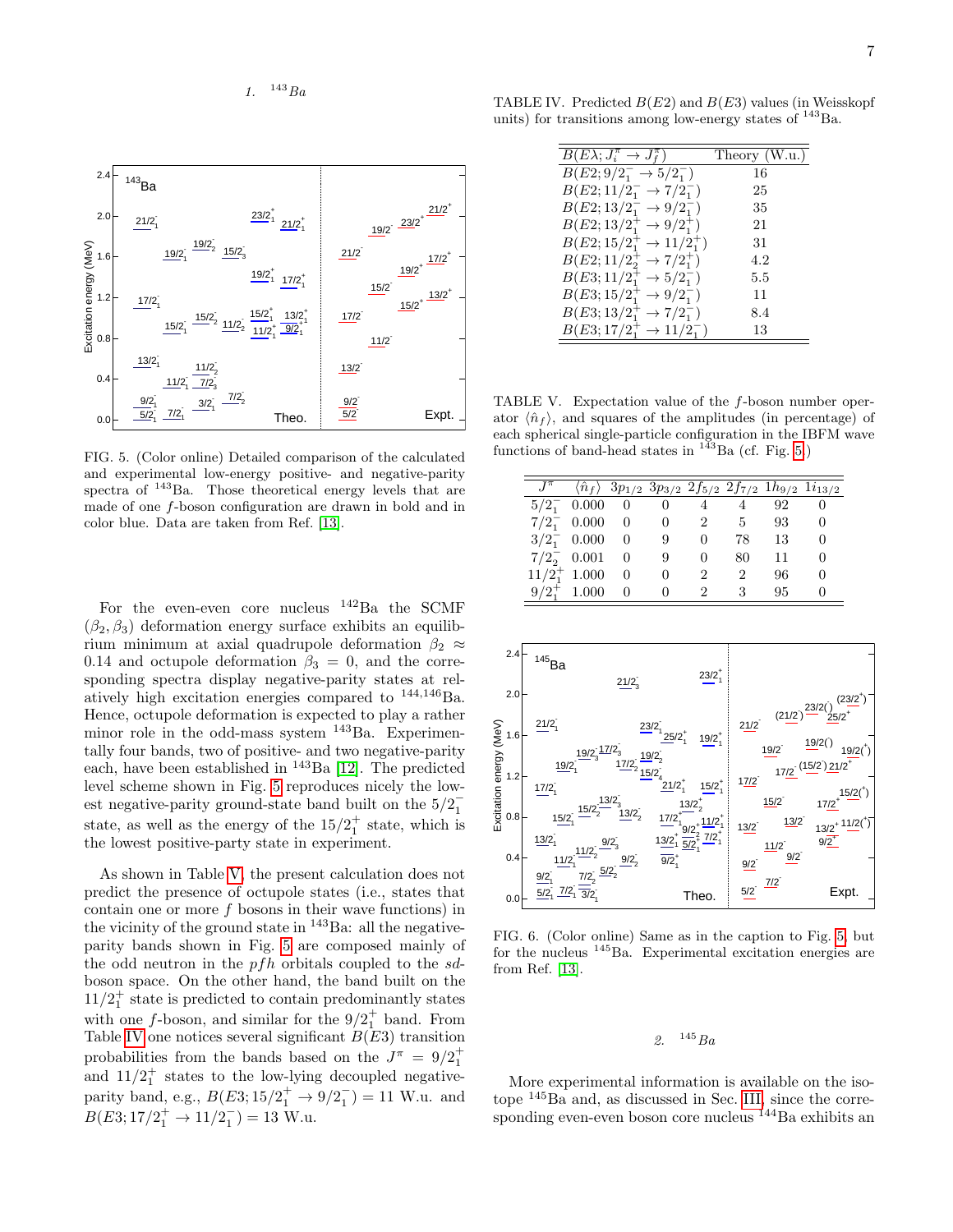### 1. $^{143}$Ba

FIG. 5. (Color online) Detailed comparison of the calculated and experimental low-energy positive- and negative-parity spectra of $^{143}$Ba. Those theoretical energy levels that are made of one $f$-boson configuration are drawn in bold and in color blue. Data are taken from Ref. [13].

For the even-even core nucleus $^{142}$Ba the SCMF $(\beta_2, \beta_3)$ deformation energy surface exhibits an equilibrium minimum at axial quadrupole deformation $\beta_2 \approx 0.14$ and octupole deformation $\beta_3 = 0$, and the corresponding spectra display negative-parity states at relatively high excitation energies compared to $^{144,146}$Ba. Hence, octupole deformation is expected to play a rather minor role in the odd-mass system $^{143}$Ba. Experimentally four bands, two of positive- and two negative-parity each, have been established in $^{143}$Ba [12]. The predicted level scheme shown in Fig. 5 reproduces nicely the lowest negative-parity ground-state band built on the $5/2^-_1$ state, as well as the energy of the $15/2^+_1$ state, which is the lowest positive-party state in experiment.

As shown in Table V, the present calculation does not predict the presence of octupole states (i.e., states that contain one or more $f$ bosons in their wave functions) in the vicinity of the ground state in $^{143}$Ba: all the negative-parity bands shown in Fig. 5 are composed mainly of the odd neutron in the $pfh$ orbitals coupled to the $sd$-boson space. On the other hand, the band built on the $11/2^+_1$ state is predicted to contain predominantly states with one $f$-boson, and similar for the $9/2^+_1$ band. From Table IV one notices several significant $B(E3)$ transition probabilities from the bands based on the $J^\pi = 9/2^+_1$ and $11/2^+_1$ states to the low-lying decoupled negative-parity band, e.g., $B(E3; 15/2^+_1 \to 9/2^-_1) = 11$ W.u. and $B(E3; 17/2^+_1 \to 11/2^-_1) = 13$ W.u.

TABLE IV. Predicted $B(E2)$ and $B(E3)$ values (in Weisskopf units) for transitions among low-energy states of $^{143}$Ba.

| $B(E\lambda; J^\pi_i \to J^\pi_f)$ | Theory (W.u.) |
|---|---|
| $B(E2; 9/2^-_1 \to 5/2^-_1)$ | 16 |
| $B(E2; 11/2^-_1 \to 7/2^-_1)$ | 25 |
| $B(E2; 13/2^-_1 \to 9/2^-_1)$ | 35 |
| $B(E2; 13/2^+_1 \to 9/2^+_1)$ | 21 |
| $B(E2; 15/2^+_1 \to 11/2^+_1)$ | 31 |
| $B(E2; 11/2^+_2 \to 7/2^+_1)$ | 4.2 |
| $B(E3; 11/2^+_1 \to 5/2^-_1)$ | 5.5 |
| $B(E3; 15/2^+_1 \to 9/2^-_1)$ | 11 |
| $B(E3; 13/2^+_1 \to 7/2^-_1)$ | 8.4 |
| $B(E3; 17/2^+_1 \to 11/2^-_1)$ | 13 |

TABLE V. Expectation value of the $f$-boson number operator $\langle \hat{n}_f \rangle$, and squares of the amplitudes (in percentage) of each spherical single-particle configuration in the IBFM wave functions of band-head states in $^{143}$Ba (cf. Fig. 5)

| $J^\pi$ | $\langle \hat{n}_f \rangle$ | $3p_{1/2}$ | $3p_{3/2}$ | $2f_{5/2}$ | $2f_{7/2}$ | $1h_{9/2}$ | $1i_{13/2}$ |
|---|---|---|---|---|---|---|---|
| $5/2^-_1$ | 0.000 | 0 | 0 | 4 | 4 | 92 | 0 |
| $7/2^-_1$ | 0.000 | 0 | 0 | 2 | 5 | 93 | 0 |
| $3/2^-_1$ | 0.000 | 0 | 9 | 0 | 78 | 13 | 0 |
| $7/2^-_2$ | 0.001 | 0 | 9 | 0 | 80 | 11 | 0 |
| $11/2^+_1$ | 1.000 | 0 | 0 | 2 | 2 | 96 | 0 |
| $9/2^+_1$ | 1.000 | 0 | 0 | 2 | 3 | 95 | 0 |

FIG. 6. (Color online) Same as in the caption to Fig. 5, but for the nucleus $^{145}$Ba. Experimental excitation energies are from Ref. [13].

### 2. $^{145}$Ba

More experimental information is available on the isotope $^{145}$Ba and, as discussed in Sec. III, since the corresponding even-even boson core nucleus $^{144}$Ba exhibits an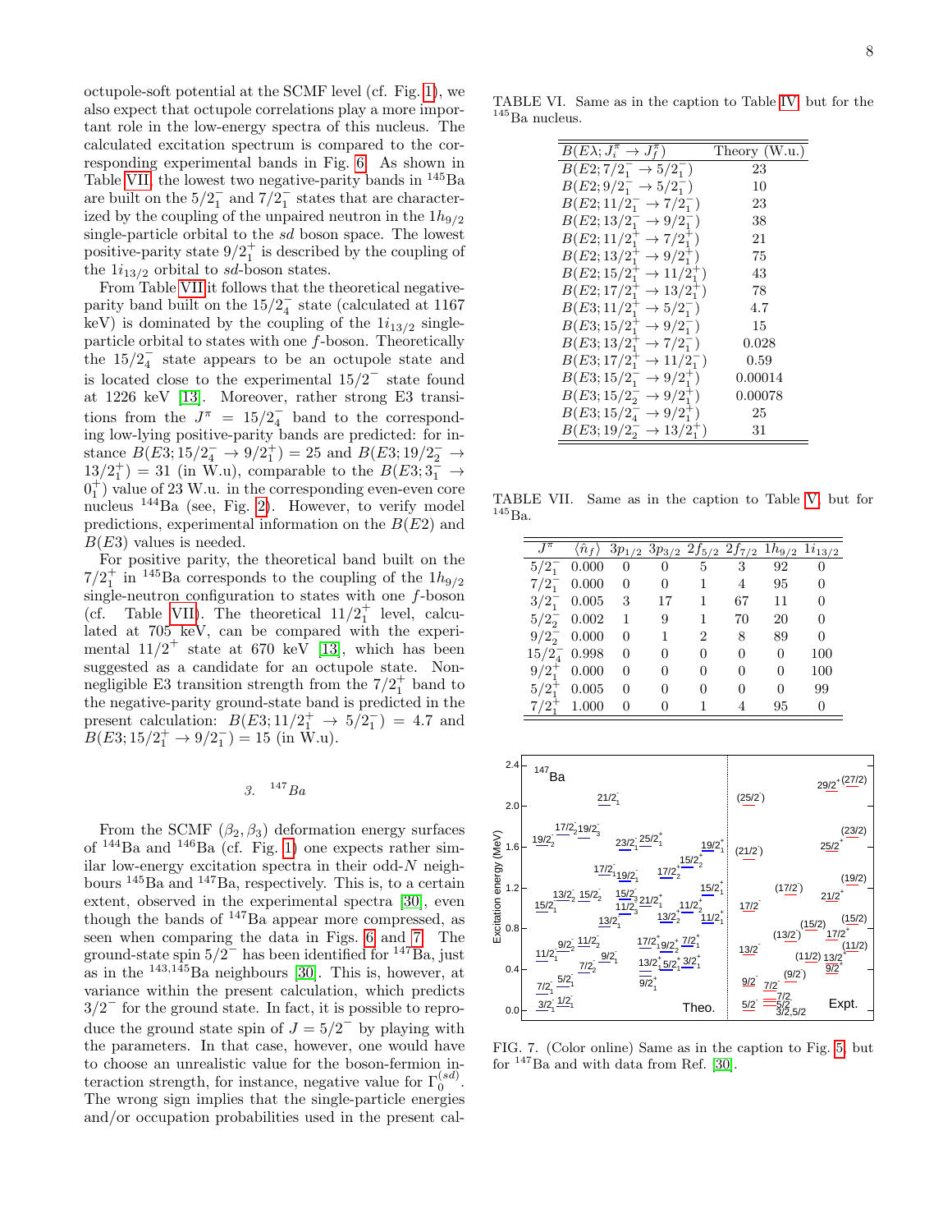octupole-soft potential at the SCMF level (cf. Fig. 1), we also expect that octupole correlations play a more important role in the low-energy spectra of this nucleus. The calculated excitation spectrum is compared to the corresponding experimental bands in Fig. 6. As shown in Table VII, the lowest two negative-parity bands in $^{145}$Ba are built on the $5/2^-_1$ and $7/2^-_1$ states that are characterized by the coupling of the unpaired neutron in the $1h_{9/2}$ single-particle orbital to the *sd* boson space. The lowest positive-parity state $9/2^+_1$ is described by the coupling of the $1i_{13/2}$ orbital to *sd*-boson states.

From Table VII it follows that the theoretical negative-parity band built on the $15/2^-_4$ state (calculated at 1167 keV) is dominated by the coupling of the $1i_{13/2}$ single-particle orbital to states with one *f*-boson. Theoretically the $15/2^-_4$ state appears to be an octupole state and is located close to the experimental $15/2^-$ state found at 1226 keV [13]. Moreover, rather strong E3 transitions from the $J^\pi = 15/2^-_4$ band to the corresponding low-lying positive-parity bands are predicted: for instance $B(E3; 15/2^-_4 \rightarrow 9/2^+_1) = 25$ and $B(E3; 19/2^-_2 \rightarrow 13/2^+_1) = 31$ (in W.u), comparable to the $B(E3; 3^-_1 \rightarrow 0^+_1)$ value of 23 W.u. in the corresponding even-even core nucleus $^{144}$Ba (see, Fig. 2). However, to verify model predictions, experimental information on the $B(E2)$ and $B(E3)$ values is needed.

For positive parity, the theoretical band built on the $7/2^+_1$ in $^{145}$Ba corresponds to the coupling of the $1h_{9/2}$ single-neutron configuration to states with one *f*-boson (cf. Table VII). The theoretical $11/2^+_1$ level, calculated at 705 keV, can be compared with the experimental $11/2^+$ state at 670 keV [13], which has been suggested as a candidate for an octupole state. Non-negligible E3 transition strength from the $7/2^+_1$ band to the negative-parity ground-state band is predicted in the present calculation: $B(E3; 11/2^+_1 \rightarrow 5/2^-_1) = 4.7$ and $B(E3; 15/2^+_1 \rightarrow 9/2^-_1) = 15$ (in W.u).

### 3. $^{147}$Ba

From the SCMF $(\beta_2, \beta_3)$ deformation energy surfaces of $^{144}$Ba and $^{146}$Ba (cf. Fig. 1) one expects rather similar low-energy excitation spectra in their odd-*N* neighbours $^{145}$Ba and $^{147}$Ba, respectively. This is, to a certain extent, observed in the experimental spectra [30], even though the bands of $^{147}$Ba appear more compressed, as seen when comparing the data in Figs. 6 and 7. The ground-state spin $5/2^-$ has been identified for $^{147}$Ba, just as in the $^{143,145}$Ba neighbours [30]. This is, however, at variance within the present calculation, which predicts $3/2^-$ for the ground state. In fact, it is possible to reproduce the ground state spin of $J = 5/2^-$ by playing with the parameters. In that case, however, one would have to choose an unrealistic value for the boson-fermion interaction strength, for instance, negative value for $\Gamma_0^{(sd)}$. The wrong sign implies that the single-particle energies and/or occupation probabilities used in the present cal-

TABLE VI. Same as in the caption to Table IV, but for the $^{145}$Ba nucleus.

| $B(E\lambda; J^\pi_i \rightarrow J^\pi_f)$ | Theory (W.u.) |
|---|---|
| $B(E2; 7/2^-_1 \rightarrow 5/2^-_1)$ | 23 |
| $B(E2; 9/2^-_1 \rightarrow 5/2^-_1)$ | 10 |
| $B(E2; 11/2^-_1 \rightarrow 7/2^-_1)$ | 23 |
| $B(E2; 13/2^-_1 \rightarrow 9/2^-_1)$ | 38 |
| $B(E2; 11/2^+_1 \rightarrow 7/2^+_1)$ | 21 |
| $B(E2; 13/2^+_1 \rightarrow 9/2^+_1)$ | 75 |
| $B(E2; 15/2^+_1 \rightarrow 11/2^+_1)$ | 43 |
| $B(E2; 17/2^+_1 \rightarrow 13/2^+_1)$ | 78 |
| $B(E3; 11/2^+_1 \rightarrow 5/2^-_1)$ | 4.7 |
| $B(E3; 15/2^+_1 \rightarrow 9/2^-_1)$ | 15 |
| $B(E3; 13/2^+_1 \rightarrow 7/2^-_1)$ | 0.028 |
| $B(E3; 17/2^+_1 \rightarrow 11/2^-_1)$ | 0.59 |
| $B(E3; 15/2^-_1 \rightarrow 9/2^+_1)$ | 0.00014 |
| $B(E3; 15/2^-_2 \rightarrow 9/2^+_1)$ | 0.00078 |
| $B(E3; 15/2^-_4 \rightarrow 9/2^+_1)$ | 25 |
| $B(E3; 19/2^-_2 \rightarrow 13/2^+_1)$ | 31 |

TABLE VII. Same as in the caption to Table V, but for $^{145}$Ba.

| $J^\pi$ | $\langle \hat{n}_f \rangle$ | $3p_{1/2}$ | $3p_{3/2}$ | $2f_{5/2}$ | $2f_{7/2}$ | $1h_{9/2}$ | $1i_{13/2}$ |
|---|---|---|---|---|---|---|---|
| $5/2^-_1$ | 0.000 | 0 | 0 | 5 | 3 | 92 | 0 |
| $7/2^-_1$ | 0.000 | 0 | 0 | 1 | 4 | 95 | 0 |
| $3/2^-_1$ | 0.005 | 3 | 17 | 1 | 67 | 11 | 0 |
| $5/2^-_2$ | 0.002 | 1 | 9 | 1 | 70 | 20 | 0 |
| $9/2^-_2$ | 0.000 | 0 | 1 | 2 | 8 | 89 | 0 |
| $15/2^-_4$ | 0.998 | 0 | 0 | 0 | 0 | 0 | 100 |
| $9/2^+_1$ | 0.000 | 0 | 0 | 0 | 0 | 0 | 100 |
| $5/2^+_1$ | 0.005 | 0 | 0 | 0 | 0 | 0 | 99 |
| $7/2^+_1$ | 1.000 | 0 | 0 | 1 | 4 | 95 | 0 |

FIG. 7. (Color online) Same as in the caption to Fig. 5, but for $^{147}$Ba and with data from Ref. [30].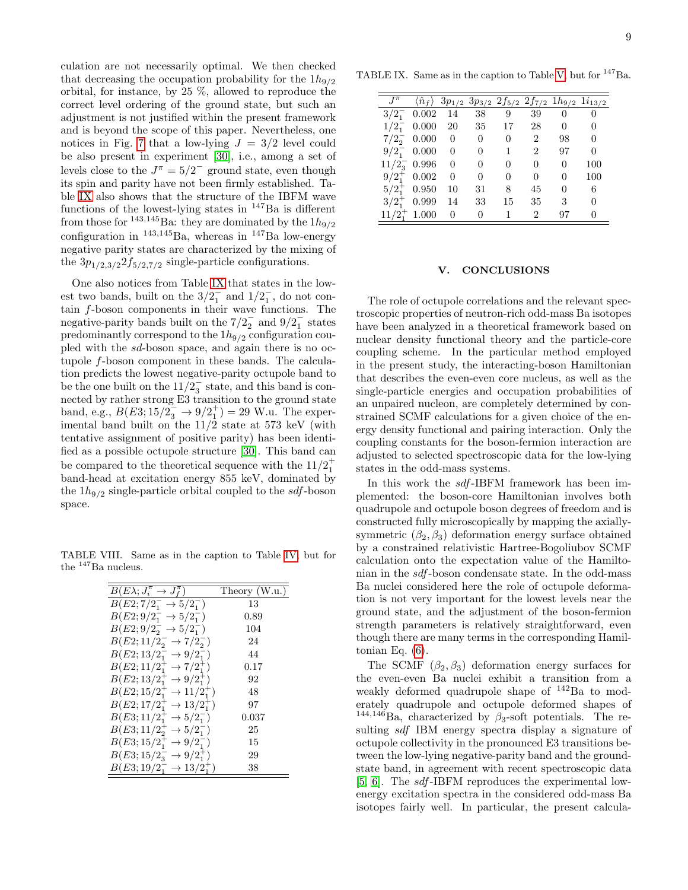culation are not necessarily optimal. We then checked that decreasing the occupation probability for the $1h_{9/2}$ orbital, for instance, by 25 %, allowed to reproduce the correct level ordering of the ground state, but such an adjustment is not justified within the present framework and is beyond the scope of this paper. Nevertheless, one notices in Fig. 7 that a low-lying $J = 3/2$ level could be also present in experiment [30], i.e., among a set of levels close to the $J^\pi = 5/2^-$ ground state, even though its spin and parity have not been firmly established. Table IX also shows that the structure of the IBFM wave functions of the lowest-lying states in $^{147}$Ba is different from those for $^{143,145}$Ba: they are dominated by the $1h_{9/2}$ configuration in $^{143,145}$Ba, whereas in $^{147}$Ba low-energy negative parity states are characterized by the mixing of the $3p_{1/2,3/2}2f_{5/2,7/2}$ single-particle configurations.

One also notices from Table IX that states in the lowest two bands, built on the $3/2^-_1$ and $1/2^-_1$, do not contain $f$-boson components in their wave functions. The negative-parity bands built on the $7/2^-_2$ and $9/2^-_1$ states predominantly correspond to the $1h_{9/2}$ configuration coupled with the $sd$-boson space, and again there is no octupole $f$-boson component in these bands. The calculation predicts the lowest negative-parity octupole band to be the one built on the $11/2^-_3$ state, and this band is connected by rather strong E3 transition to the ground state band, e.g., $B(E3; 15/2^-_3 \to 9/2^+_1) = 29$ W.u. The experimental band built on the 11/2 state at 573 keV (with tentative assignment of positive parity) has been identified as a possible octupole structure [30]. This band can be compared to the theoretical sequence with the $11/2^+_1$ band-head at excitation energy 855 keV, dominated by the $1h_{9/2}$ single-particle orbital coupled to the $sdf$-boson space.

TABLE VIII. Same as in the caption to Table IV, but for the $^{147}$Ba nucleus.

| $B(E\lambda; J^\pi_i \to J^\pi_f)$ | Theory (W.u.) |
|---|---|
| $B(E2; 7/2^-_1 \to 5/2^-_1)$ | 13 |
| $B(E2; 9/2^-_1 \to 5/2^-_1)$ | 0.89 |
| $B(E2; 9/2^-_2 \to 5/2^-_1)$ | 104 |
| $B(E2; 11/2^-_2 \to 7/2^-_2)$ | 24 |
| $B(E2; 13/2^-_1 \to 9/2^-_1)$ | 44 |
| $B(E2; 11/2^+_1 \to 7/2^+_1)$ | 0.17 |
| $B(E2; 13/2^+_1 \to 9/2^+_1)$ | 92 |
| $B(E2; 15/2^+_1 \to 11/2^+_1)$ | 48 |
| $B(E2; 17/2^+_1 \to 13/2^+_1)$ | 97 |
| $B(E3; 11/2^+_1 \to 5/2^-_1)$ | 0.037 |
| $B(E3; 11/2^+_2 \to 5/2^-_1)$ | 25 |
| $B(E3; 15/2^+_1 \to 9/2^-_1)$ | 15 |
| $B(E3; 15/2^-_3 \to 9/2^+_1)$ | 29 |
| $B(E3; 19/2^-_1 \to 13/2^+_1)$ | 38 |

TABLE IX. Same as in the caption to Table V, but for $^{147}$Ba.

| $J^\pi$ | $\langle \hat{n}_f \rangle$ | $3p_{1/2}$ | $3p_{3/2}$ | $2f_{5/2}$ | $2f_{7/2}$ | $1h_{9/2}$ | $1i_{13/2}$ |
|---|---|---|---|---|---|---|---|
| $3/2^-_1$ | 0.002 | 14 | 38 | 9 | 39 | 0 | 0 |
| $1/2^-_1$ | 0.000 | 20 | 35 | 17 | 28 | 0 | 0 |
| $7/2^-_2$ | 0.000 | 0 | 0 | 0 | 2 | 98 | 0 |
| $9/2^-_1$ | 0.000 | 0 | 0 | 1 | 2 | 97 | 0 |
| $11/2^-_3$ | 0.996 | 0 | 0 | 0 | 0 | 0 | 100 |
| $9/2^+_1$ | 0.002 | 0 | 0 | 0 | 0 | 0 | 100 |
| $5/2^+_1$ | 0.950 | 10 | 31 | 8 | 45 | 0 | 6 |
| $3/2^+_1$ | 0.999 | 14 | 33 | 15 | 35 | 3 | 0 |
| $11/2^+_1$ | 1.000 | 0 | 0 | 1 | 2 | 97 | 0 |

## V. CONCLUSIONS

The role of octupole correlations and the relevant spectroscopic properties of neutron-rich odd-mass Ba isotopes have been analyzed in a theoretical framework based on nuclear density functional theory and the particle-core coupling scheme. In the particular method employed in the present study, the interacting-boson Hamiltonian that describes the even-even core nucleus, as well as the single-particle energies and occupation probabilities of an unpaired nucleon, are completely determined by constrained SCMF calculations for a given choice of the energy density functional and pairing interaction. Only the coupling constants for the boson-fermion interaction are adjusted to selected spectroscopic data for the low-lying states in the odd-mass systems.

In this work the $sdf$-IBFM framework has been implemented: the boson-core Hamiltonian involves both quadrupole and octupole boson degrees of freedom and is constructed fully microscopically by mapping the axially-symmetric $(\beta_2, \beta_3)$ deformation energy surface obtained by a constrained relativistic Hartree-Bogoliubov SCMF calculation onto the expectation value of the Hamiltonian in the $sdf$-boson condensate state. In the odd-mass Ba nuclei considered here the role of octupole deformation is not very important for the lowest levels near the ground state, and the adjustment of the boson-fermion strength parameters is relatively straightforward, even though there are many terms in the corresponding Hamiltonian Eq. (6).

The SCMF $(\beta_2, \beta_3)$ deformation energy surfaces for the even-even Ba nuclei exhibit a transition from a weakly deformed quadrupole shape of $^{142}$Ba to moderately quadrupole and octupole deformed shapes of $^{144,146}$Ba, characterized by $\beta_3$-soft potentials. The resulting $sdf$ IBM energy spectra display a signature of octupole collectivity in the pronounced E3 transitions between the low-lying negative-parity band and the ground-state band, in agreement with recent spectroscopic data [5, 6]. The $sdf$-IBFM reproduces the experimental low-energy excitation spectra in the considered odd-mass Ba isotopes fairly well. In particular, the present calcula-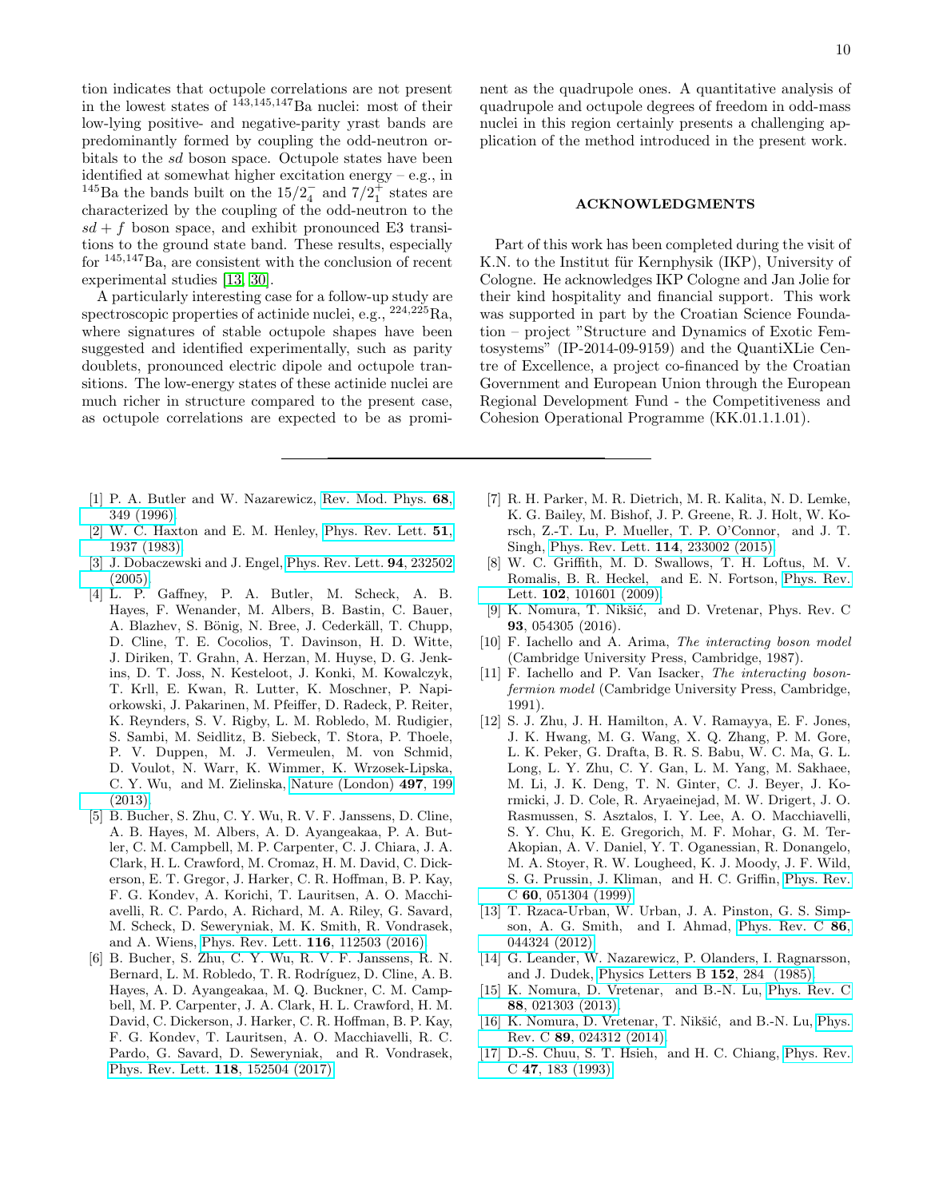tion indicates that octupole correlations are not present in the lowest states of $^{143,145,147}$Ba nuclei: most of their low-lying positive- and negative-parity yrast bands are predominantly formed by coupling the odd-neutron orbitals to the *sd* boson space. Octupole states have been identified at somewhat higher excitation energy – e.g., in $^{145}$Ba the bands built on the $15/2^-_4$ and $7/2^+_1$ states are characterized by the coupling of the odd-neutron to the $sd + f$ boson space, and exhibit pronounced E3 transitions to the ground state band. These results, especially for $^{145,147}$Ba, are consistent with the conclusion of recent experimental studies [13, 30].

A particularly interesting case for a follow-up study are spectroscopic properties of actinide nuclei, e.g., $^{224,225}$Ra, where signatures of stable octupole shapes have been suggested and identified experimentally, such as parity doublets, pronounced electric dipole and octupole transitions. The low-energy states of these actinide nuclei are much richer in structure compared to the present case, as octupole correlations are expected to be as prominent as the quadrupole ones. A quantitative analysis of quadrupole and octupole degrees of freedom in odd-mass nuclei in this region certainly presents a challenging application of the method introduced in the present work.

## ACKNOWLEDGMENTS

Part of this work has been completed during the visit of K.N. to the Institut für Kernphysik (IKP), University of Cologne. He acknowledges IKP Cologne and Jan Jolie for their kind hospitality and financial support. This work was supported in part by the Croatian Science Foundation – project "Structure and Dynamics of Exotic Femtosystems" (IP-2014-09-9159) and the QuantiXLie Centre of Excellence, a project co-financed by the Croatian Government and European Union through the European Regional Development Fund - the Competitiveness and Cohesion Operational Programme (KK.01.1.1.01).

---

[1] P. A. Butler and W. Nazarewicz, Rev. Mod. Phys. **68**, 349 (1996).

[2] W. C. Haxton and E. M. Henley, Phys. Rev. Lett. **51**, 1937 (1983).

[3] J. Dobaczewski and J. Engel, Phys. Rev. Lett. **94**, 232502 (2005).

[4] L. P. Gaffney, P. A. Butler, M. Scheck, A. B. Hayes, F. Wenander, M. Albers, B. Bastin, C. Bauer, A. Blazhev, S. Bönig, N. Bree, J. Cederkäll, T. Chupp, D. Cline, T. E. Cocolios, T. Davinson, H. D. Witte, J. Diriken, T. Grahn, A. Herzan, M. Huyse, D. G. Jenkins, D. T. Joss, N. Kesteloot, J. Konki, M. Kowalczyk, T. Krll, E. Kwan, R. Lutter, K. Moschner, P. Napiorkowski, J. Pakarinen, M. Pfeiffer, D. Radeck, P. Reiter, K. Reynders, S. V. Rigby, L. M. Robledo, M. Rudigier, S. Sambi, M. Seidlitz, B. Siebeck, T. Stora, P. Thoele, P. V. Duppen, M. J. Vermeulen, M. von Schmid, D. Voulot, N. Warr, K. Wimmer, K. Wrzosek-Lipska, C. Y. Wu, and M. Zielinska, Nature (London) **497**, 199 (2013).

[5] B. Bucher, S. Zhu, C. Y. Wu, R. V. F. Janssens, D. Cline, A. B. Hayes, M. Albers, A. D. Ayangeakaa, P. A. Butler, C. M. Campbell, M. P. Carpenter, C. J. Chiara, J. A. Clark, H. L. Crawford, M. Cromaz, H. M. David, C. Dickerson, E. T. Gregor, J. Harker, C. R. Hoffman, B. P. Kay, F. G. Kondev, A. Korichi, T. Lauritsen, A. O. Macchiavelli, R. C. Pardo, A. Richard, M. A. Riley, G. Savard, M. Scheck, D. Seweryniak, M. K. Smith, R. Vondrasek, and A. Wiens, Phys. Rev. Lett. **116**, 112503 (2016).

[6] B. Bucher, S. Zhu, C. Y. Wu, R. V. F. Janssens, R. N. Bernard, L. M. Robledo, T. R. Rodríguez, D. Cline, A. B. Hayes, A. D. Ayangeakaa, M. Q. Buckner, C. M. Campbell, M. P. Carpenter, J. A. Clark, H. L. Crawford, H. M. David, C. Dickerson, J. Harker, C. R. Hoffman, B. P. Kay, F. G. Kondev, T. Lauritsen, A. O. Macchiavelli, R. C. Pardo, G. Savard, D. Seweryniak, and R. Vondrasek, Phys. Rev. Lett. **118**, 152504 (2017).

[7] R. H. Parker, M. R. Dietrich, M. R. Kalita, N. D. Lemke, K. G. Bailey, M. Bishof, J. P. Greene, R. J. Holt, W. Korsch, Z.-T. Lu, P. Mueller, T. P. O'Connor, and J. T. Singh, Phys. Rev. Lett. **114**, 233002 (2015).

[8] W. C. Griffith, M. D. Swallows, T. H. Loftus, M. V. Romalis, B. R. Heckel, and E. N. Fortson, Phys. Rev. Lett. **102**, 101601 (2009).

[9] K. Nomura, T. Nikšić, and D. Vretenar, Phys. Rev. C **93**, 054305 (2016).

[10] F. Iachello and A. Arima, *The interacting boson model* (Cambridge University Press, Cambridge, 1987).

[11] F. Iachello and P. Van Isacker, *The interacting boson-fermion model* (Cambridge University Press, Cambridge, 1991).

[12] S. J. Zhu, J. H. Hamilton, A. V. Ramayya, E. F. Jones, J. K. Hwang, M. G. Wang, X. Q. Zhang, P. M. Gore, L. K. Peker, G. Drafta, B. R. S. Babu, W. C. Ma, G. L. Long, L. Y. Zhu, C. Y. Gan, L. M. Yang, M. Sakhaee, M. Li, J. K. Deng, T. N. Ginter, C. J. Beyer, J. Kormicki, J. D. Cole, R. Aryaeinejad, M. W. Drigert, J. O. Rasmussen, S. Asztalos, I. Y. Lee, A. O. Macchiavelli, S. Y. Chu, K. E. Gregorich, M. F. Mohar, G. M. Ter-Akopian, A. V. Daniel, Y. T. Oganessian, R. Donangelo, M. A. Stoyer, R. W. Lougheed, K. J. Moody, J. F. Wild, S. G. Prussin, J. Kliman, and H. C. Griffin, Phys. Rev. C **60**, 051304 (1999).

[13] T. Rzaca-Urban, W. Urban, J. A. Pinston, G. S. Simpson, A. G. Smith, and I. Ahmad, Phys. Rev. C **86**, 044324 (2012).

[14] G. Leander, W. Nazarewicz, P. Olanders, I. Ragnarsson, and J. Dudek, Physics Letters B **152**, 284 (1985).

[15] K. Nomura, D. Vretenar, and B.-N. Lu, Phys. Rev. C **88**, 021303 (2013).

[16] K. Nomura, D. Vretenar, T. Nikšić, and B.-N. Lu, Phys. Rev. C **89**, 024312 (2014).

[17] D.-S. Chuu, S. T. Hsieh, and H. C. Chiang, Phys. Rev. C **47**, 183 (1993).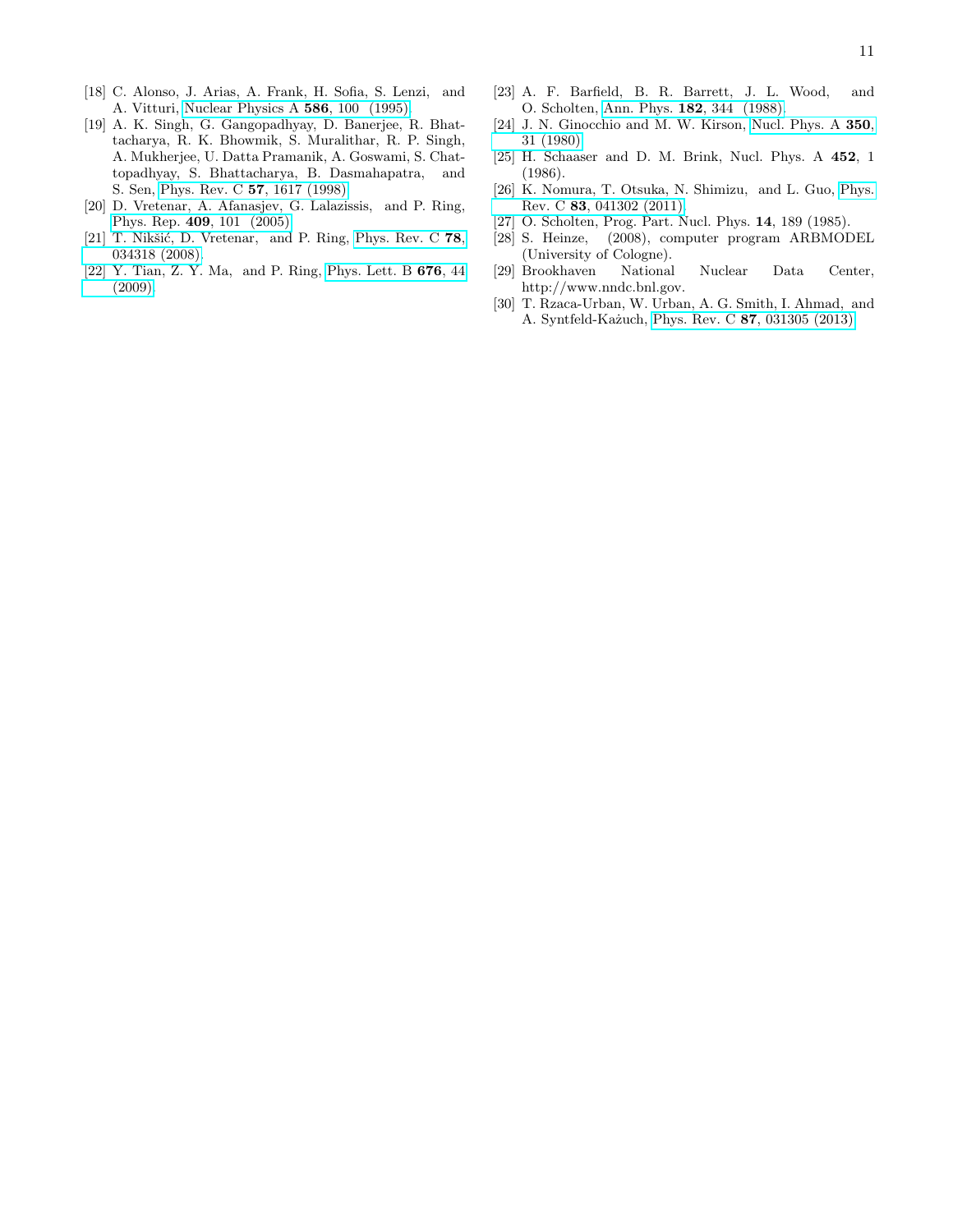[18] C. Alonso, J. Arias, A. Frank, H. Sofia, S. Lenzi, and A. Vitturi, Nuclear Physics A **586**, 100 (1995).

[19] A. K. Singh, G. Gangopadhyay, D. Banerjee, R. Bhattacharya, R. K. Bhowmik, S. Muralithar, R. P. Singh, A. Mukherjee, U. Datta Pramanik, A. Goswami, S. Chattopadhyay, S. Bhattacharya, B. Dasmahapatra, and S. Sen, Phys. Rev. C **57**, 1617 (1998).

[20] D. Vretenar, A. Afanasjev, G. Lalazissis, and P. Ring, Phys. Rep. **409**, 101 (2005).

[21] T. Nikšić, D. Vretenar, and P. Ring, Phys. Rev. C **78**, 034318 (2008).

[22] Y. Tian, Z. Y. Ma, and P. Ring, Phys. Lett. B **676**, 44 (2009).

[23] A. F. Barfield, B. R. Barrett, J. L. Wood, and O. Scholten, Ann. Phys. **182**, 344 (1988).

[24] J. N. Ginocchio and M. W. Kirson, Nucl. Phys. A **350**, 31 (1980).

[25] H. Schaaser and D. M. Brink, Nucl. Phys. A **452**, 1 (1986).

[26] K. Nomura, T. Otsuka, N. Shimizu, and L. Guo, Phys. Rev. C **83**, 041302 (2011).

[27] O. Scholten, Prog. Part. Nucl. Phys. **14**, 189 (1985).

[28] S. Heinze, (2008), computer program ARBMODEL (University of Cologne).

[29] Brookhaven National Nuclear Data Center, http://www.nndc.bnl.gov.

[30] T. Rzaca-Urban, W. Urban, A. G. Smith, I. Ahmad, and A. Syntfeld-Każuch, Phys. Rev. C **87**, 031305 (2013).